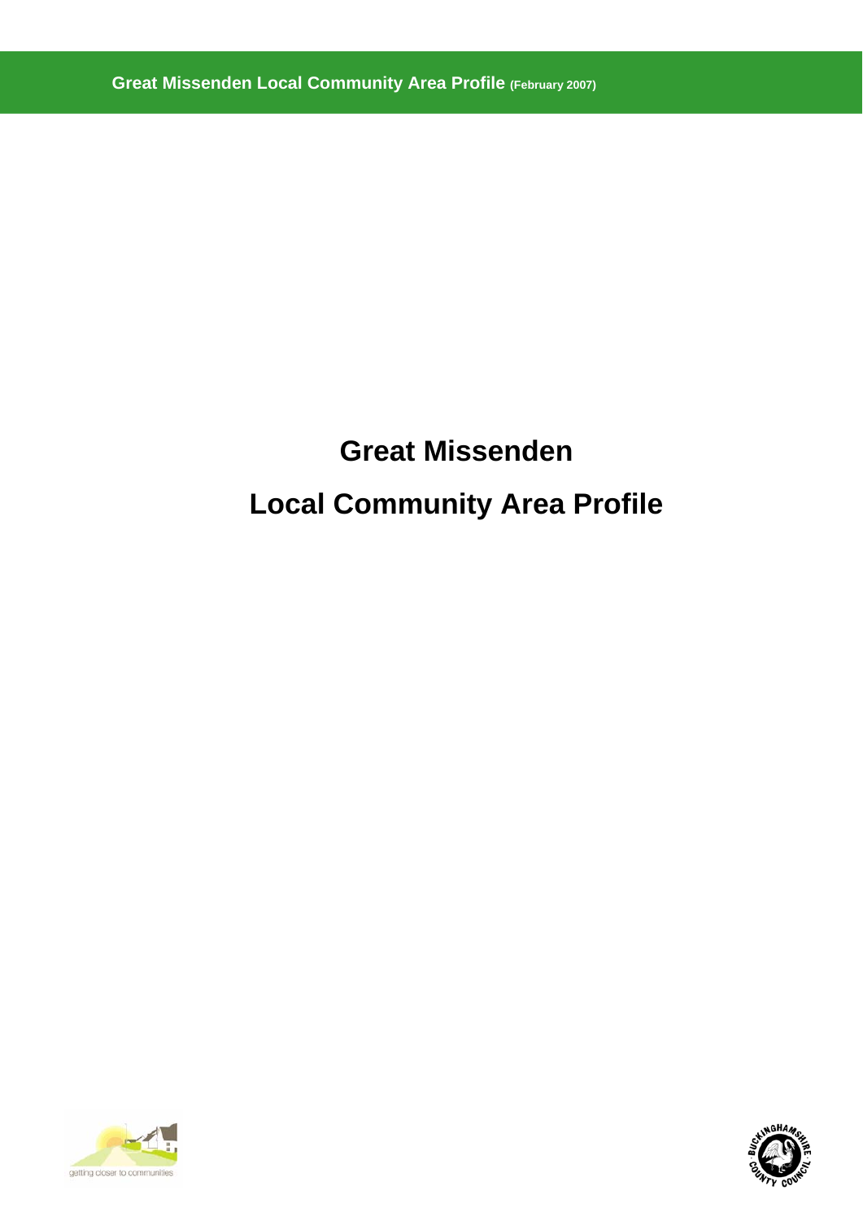# Great Missenden

# Local Community Area Profile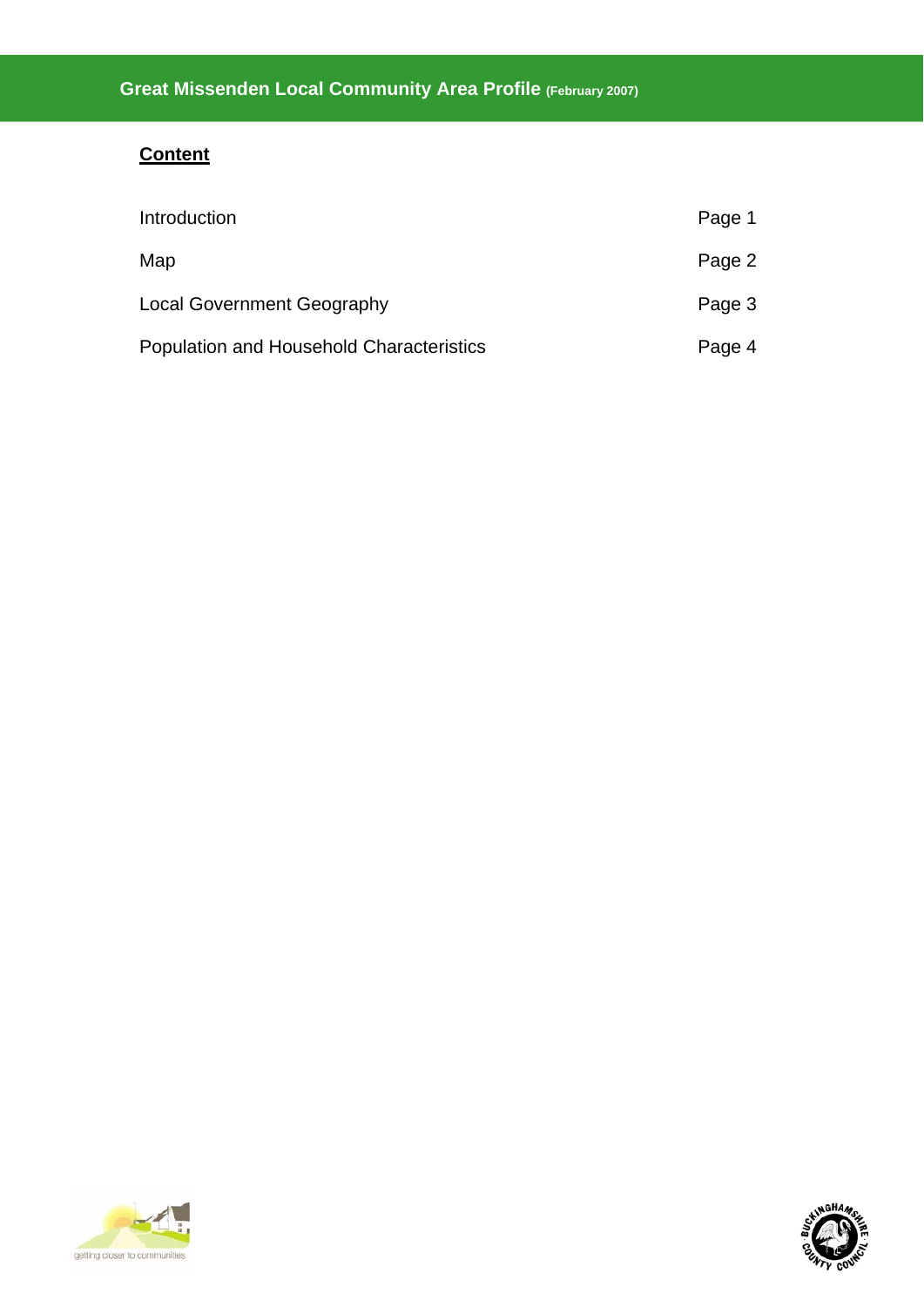# Great Missenden Local Community Area Profile (February 2007)

## Content

| | |
|---|---|
| Introduction | Page 1 |
| Map | Page 2 |
| Local Government Geography | Page 3 |
| Population and Household Characteristics | Page 4 |

getting closer to communities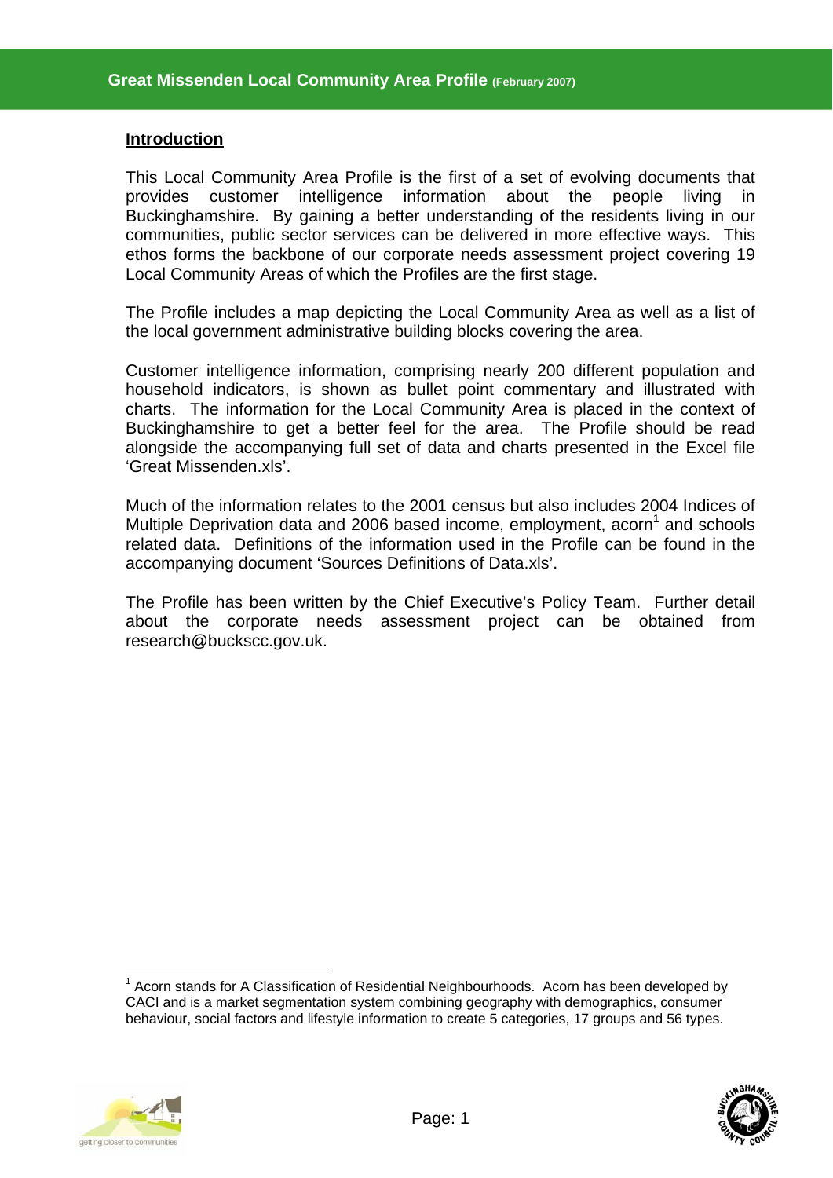## Introduction

This Local Community Area Profile is the first of a set of evolving documents that provides customer intelligence information about the people living in Buckinghamshire. By gaining a better understanding of the residents living in our communities, public sector services can be delivered in more effective ways. This ethos forms the backbone of our corporate needs assessment project covering 19 Local Community Areas of which the Profiles are the first stage.

The Profile includes a map depicting the Local Community Area as well as a list of the local government administrative building blocks covering the area.

Customer intelligence information, comprising nearly 200 different population and household indicators, is shown as bullet point commentary and illustrated with charts. The information for the Local Community Area is placed in the context of Buckinghamshire to get a better feel for the area. The Profile should be read alongside the accompanying full set of data and charts presented in the Excel file 'Great Missenden.xls'.

Much of the information relates to the 2001 census but also includes 2004 Indices of Multiple Deprivation data and 2006 based income, employment, acorn[1] and schools related data. Definitions of the information used in the Profile can be found in the accompanying document 'Sources Definitions of Data.xls'.

The Profile has been written by the Chief Executive's Policy Team. Further detail about the corporate needs assessment project can be obtained from research@buckscc.gov.uk.

[1] Acorn stands for A Classification of Residential Neighbourhoods. Acorn has been developed by CACI and is a market segmentation system combining geography with demographics, consumer behaviour, social factors and lifestyle information to create 5 categories, 17 groups and 56 types.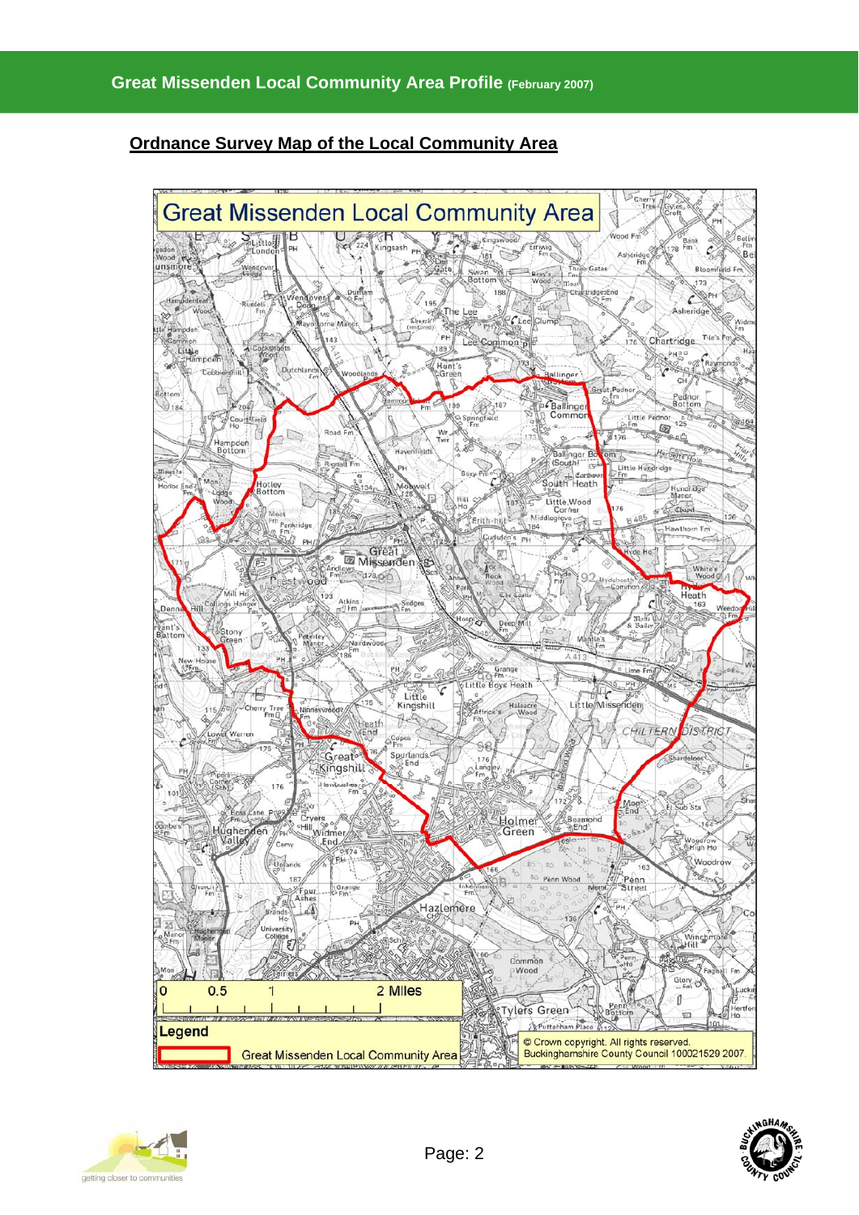## Ordnance Survey Map of the Local Community Area

Great Missenden Local Community Area

Legend

Great Missenden Local Community Area

© Crown copyright. All rights reserved.
Buckinghamshire County Council 100021529 2007.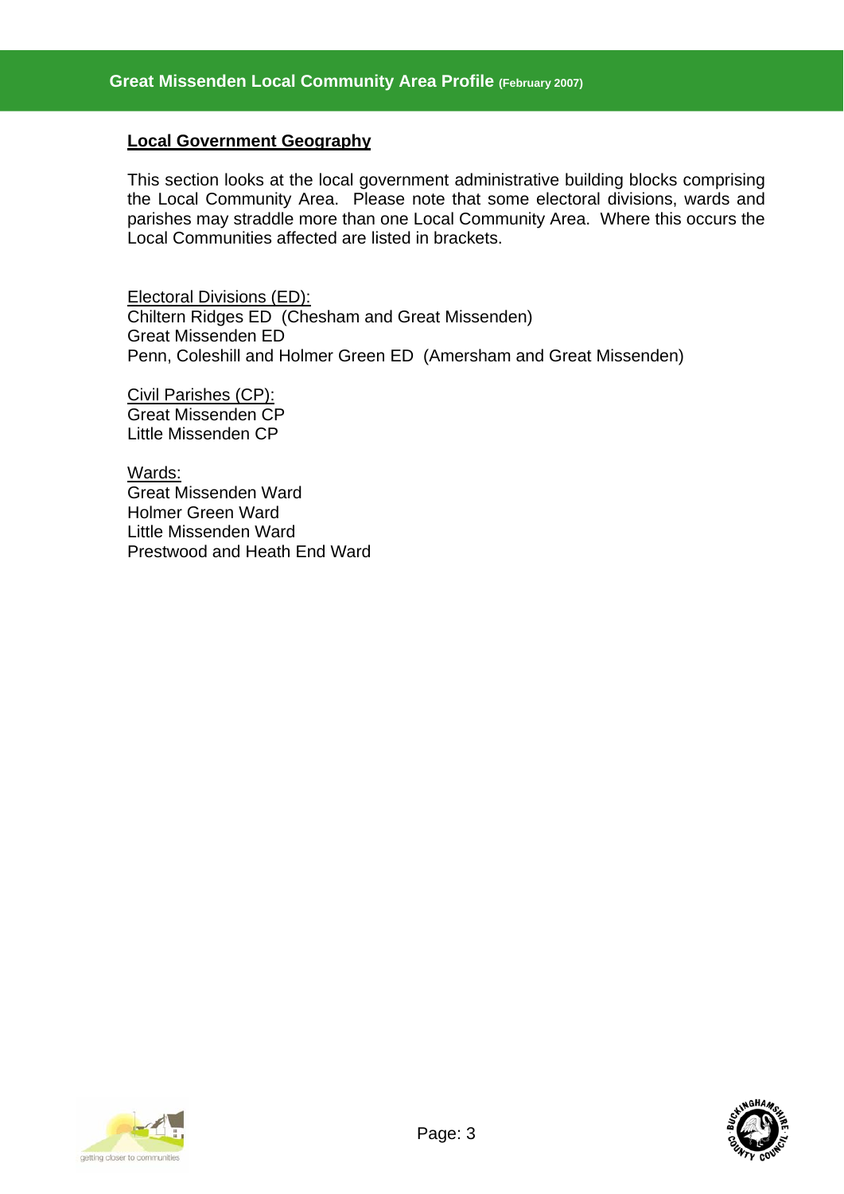## Local Government Geography

This section looks at the local government administrative building blocks comprising the Local Community Area. Please note that some electoral divisions, wards and parishes may straddle more than one Local Community Area. Where this occurs the Local Communities affected are listed in brackets.

Electoral Divisions (ED):
Chiltern Ridges ED (Chesham and Great Missenden)
Great Missenden ED
Penn, Coleshill and Holmer Green ED (Amersham and Great Missenden)

Civil Parishes (CP):
Great Missenden CP
Little Missenden CP

Wards:
Great Missenden Ward
Holmer Green Ward
Little Missenden Ward
Prestwood and Heath End Ward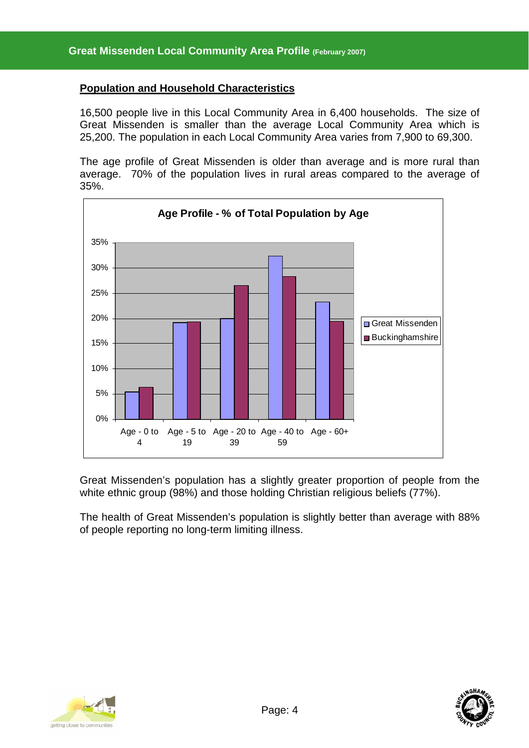## Population and Household Characteristics

16,500 people live in this Local Community Area in 6,400 households. The size of Great Missenden is smaller than the average Local Community Area which is 25,200. The population in each Local Community Area varies from 7,900 to 69,300.

The age profile of Great Missenden is older than average and is more rural than average. 70% of the population lives in rural areas compared to the average of 35%.

**Age Profile - % of Total Population by Age**

Great Missenden's population has a slightly greater proportion of people from the white ethnic group (98%) and those holding Christian religious beliefs (77%).

The health of Great Missenden's population is slightly better than average with 88% of people reporting no long-term limiting illness.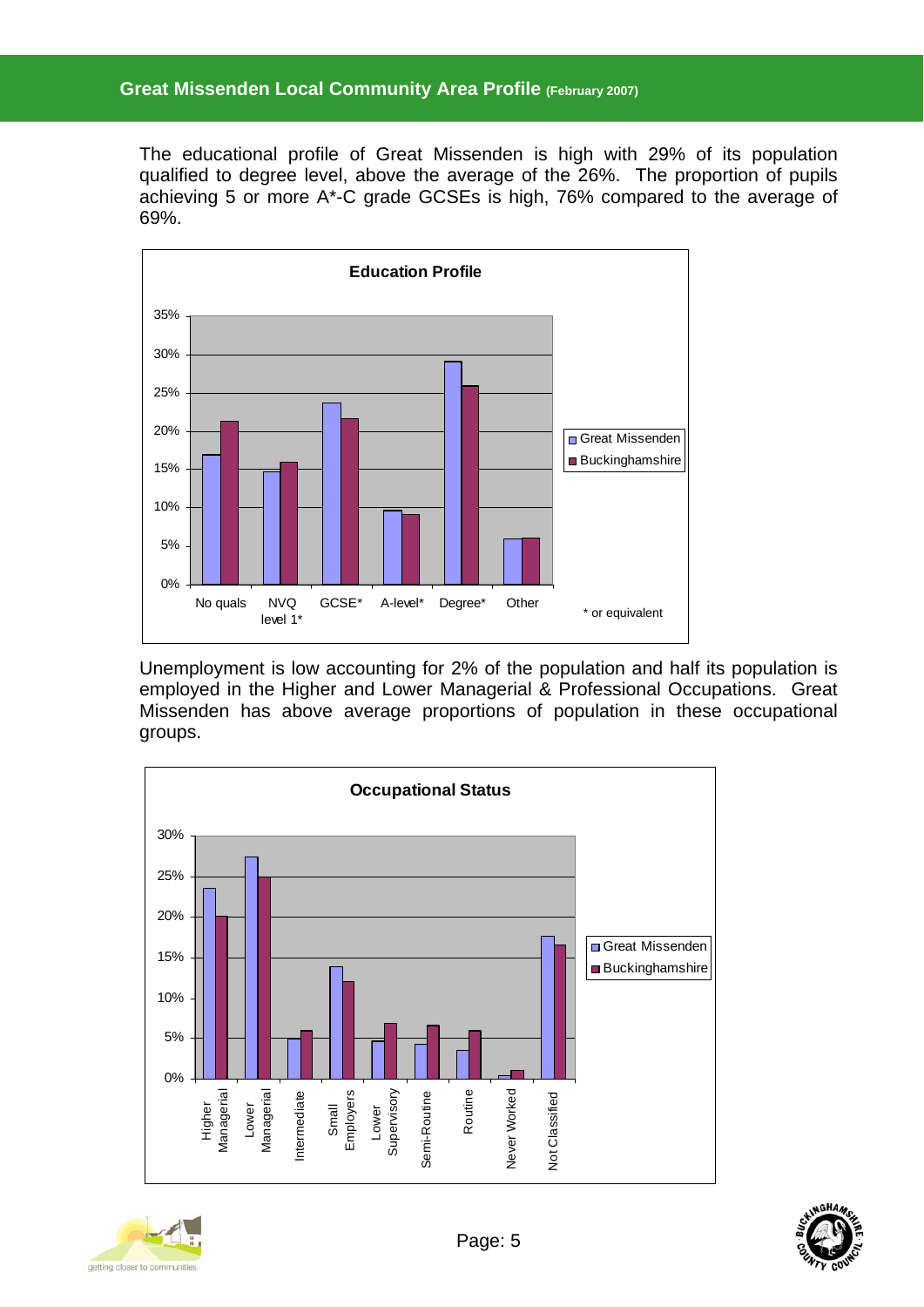The educational profile of Great Missenden is high with 29% of its population qualified to degree level, above the average of the 26%. The proportion of pupils achieving 5 or more A*-C grade GCSEs is high, 76% compared to the average of 69%.

**Education Profile**

* or equivalent

Unemployment is low accounting for 2% of the population and half its population is employed in the Higher and Lower Managerial & Professional Occupations. Great Missenden has above average proportions of population in these occupational groups.

**Occupational Status**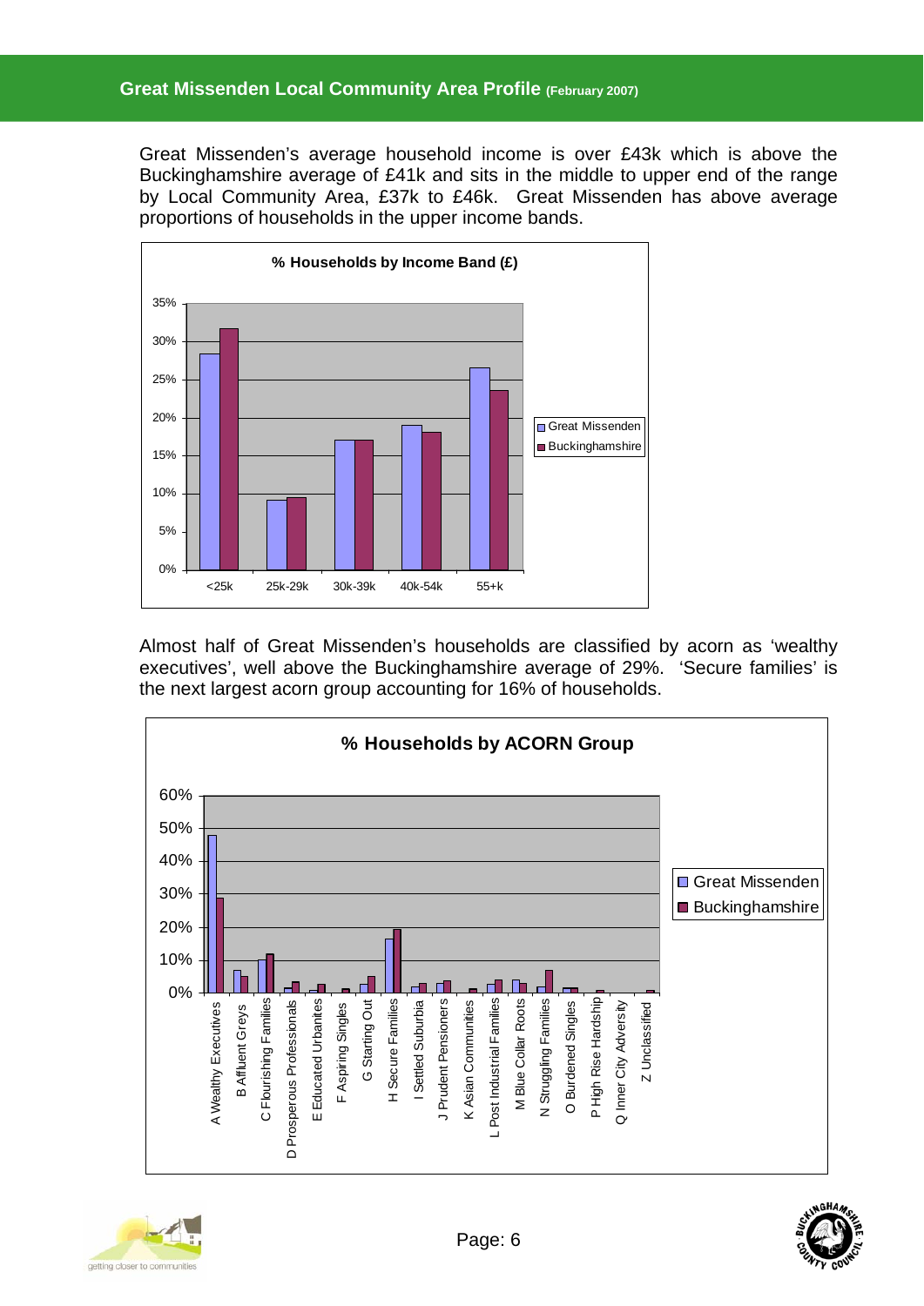Great Missenden's average household income is over £43k which is above the Buckinghamshire average of £41k and sits in the middle to upper end of the range by Local Community Area, £37k to £46k. Great Missenden has above average proportions of households in the upper income bands.

**% Households by Income Band (£)**

Almost half of Great Missenden's households are classified by acorn as 'wealthy executives', well above the Buckinghamshire average of 29%. 'Secure families' is the next largest acorn group accounting for 16% of households.

**% Households by ACORN Group**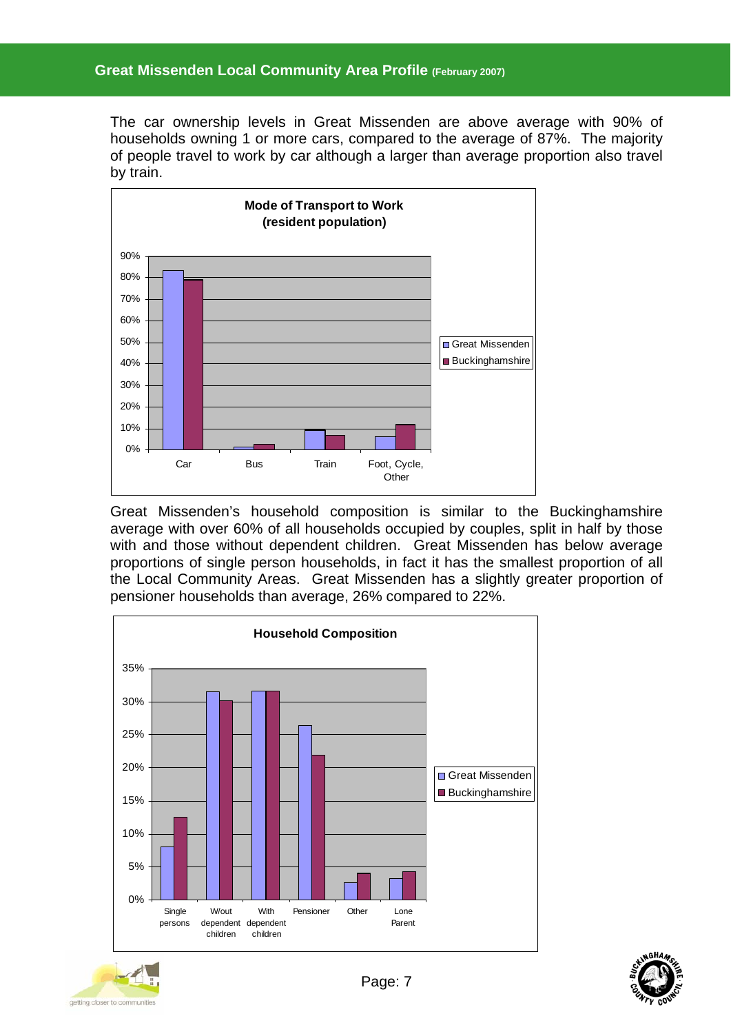The car ownership levels in Great Missenden are above average with 90% of households owning 1 or more cars, compared to the average of 87%. The majority of people travel to work by car although a larger than average proportion also travel by train.

**Mode of Transport to Work (resident population)**

Great Missenden's household composition is similar to the Buckinghamshire average with over 60% of all households occupied by couples, split in half by those with and those without dependent children. Great Missenden has below average proportions of single person households, in fact it has the smallest proportion of all the Local Community Areas. Great Missenden has a slightly greater proportion of pensioner households than average, 26% compared to 22%.

**Household Composition**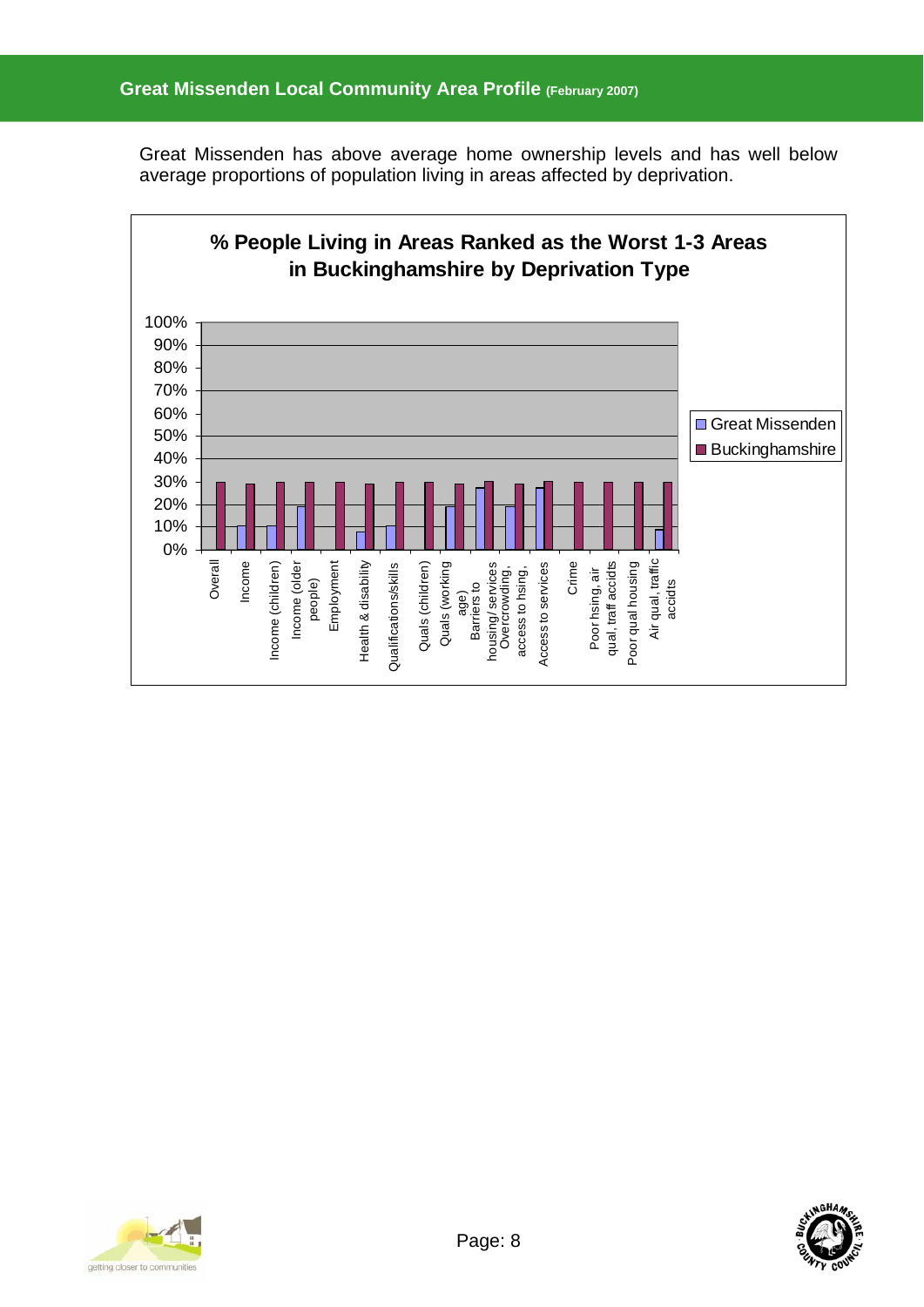Great Missenden has above average home ownership levels and has well below average proportions of population living in areas affected by deprivation.

**% People Living in Areas Ranked as the Worst 1-3 Areas in Buckinghamshire by Deprivation Type**

100%
90%
80%
70%
60%
50%
40%
30%
20%
10%
0%

Overall
Income
Income (children)
Income (older people)
Employment
Health & disability
Qualifications/skills
Quals (children)
Quals (working age)
Barriers to housing/services
Overcrowding, access to hsing,
Access to services
Crime
Poor hsing, air qual, traff accidts
Poor qual housing
Air qual, traffic accidts

Great Missenden
Buckinghamshire